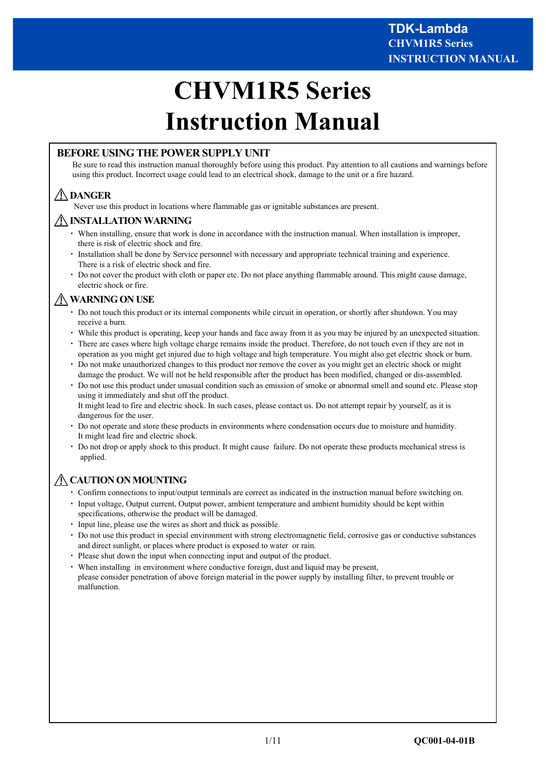# CHVM1R5 Series
# Instruction Manual

## BEFORE USING THE POWER SUPPLY UNIT

Be sure to read this instruction manual thoroughly before using this product. Pay attention to all cautions and warnings before using this product. Incorrect usage could lead to an electrical shock, damage to the unit or a fire hazard.

### ⚠ DANGER

Never use this product in locations where flammable gas or ignitable substances are present.

### ⚠ INSTALLATION WARNING

- When installing, ensure that work is done in accordance with the instruction manual. When installation is improper, there is risk of electric shock and fire.
- Installation shall be done by Service personnel with necessary and appropriate technical training and experience. There is a risk of electric shock and fire.
- Do not cover the product with cloth or paper etc. Do not place anything flammable around. This might cause damage, electric shock or fire.

### ⚠ WARNING ON USE

- Do not touch this product or its internal components while circuit in operation, or shortly after shutdown. You may receive a burn.
- While this product is operating, keep your hands and face away from it as you may be injured by an unexpected situation.
- There are cases where high voltage charge remains inside the product. Therefore, do not touch even if they are not in operation as you might get injured due to high voltage and high temperature. You might also get electric shock or burn.
- Do not make unauthorized changes to this product nor remove the cover as you might get an electric shock or might damage the product. We will not be held responsible after the product has been modified, changed or dis-assembled.
- Do not use this product under unusual condition such as emission of smoke or abnormal smell and sound etc. Please stop using it immediately and shut off the product.
  It might lead to fire and electric shock. In such cases, please contact us. Do not attempt repair by yourself, as it is dangerous for the user.
- Do not operate and store these products in environments where condensation occurs due to moisture and humidity.
  It might lead fire and electric shock.
- Do not drop or apply shock to this product. It might cause failure. Do not operate these products mechanical stress is applied.

### ⚠ CAUTION ON MOUNTING

- Confirm connections to input/output terminals are correct as indicated in the instruction manual before switching on.
- Input voltage, Output current, Output power, ambient temperature and ambient humidity should be kept within specifications, otherwise the product will be damaged.
- Input line, please use the wires as short and thick as possible.
- Do not use this product in special environment with strong electromagnetic field, corrosive gas or conductive substances and direct sunlight, or places where product is exposed to water or rain.
- Please shut down the input when connecting input and output of the product.
- When installing in environment where conductive foreign, dust and liquid may be present,
  please consider penetration of above foreign material in the power supply by installing filter, to prevent trouble or malfunction.

QC001-04-01B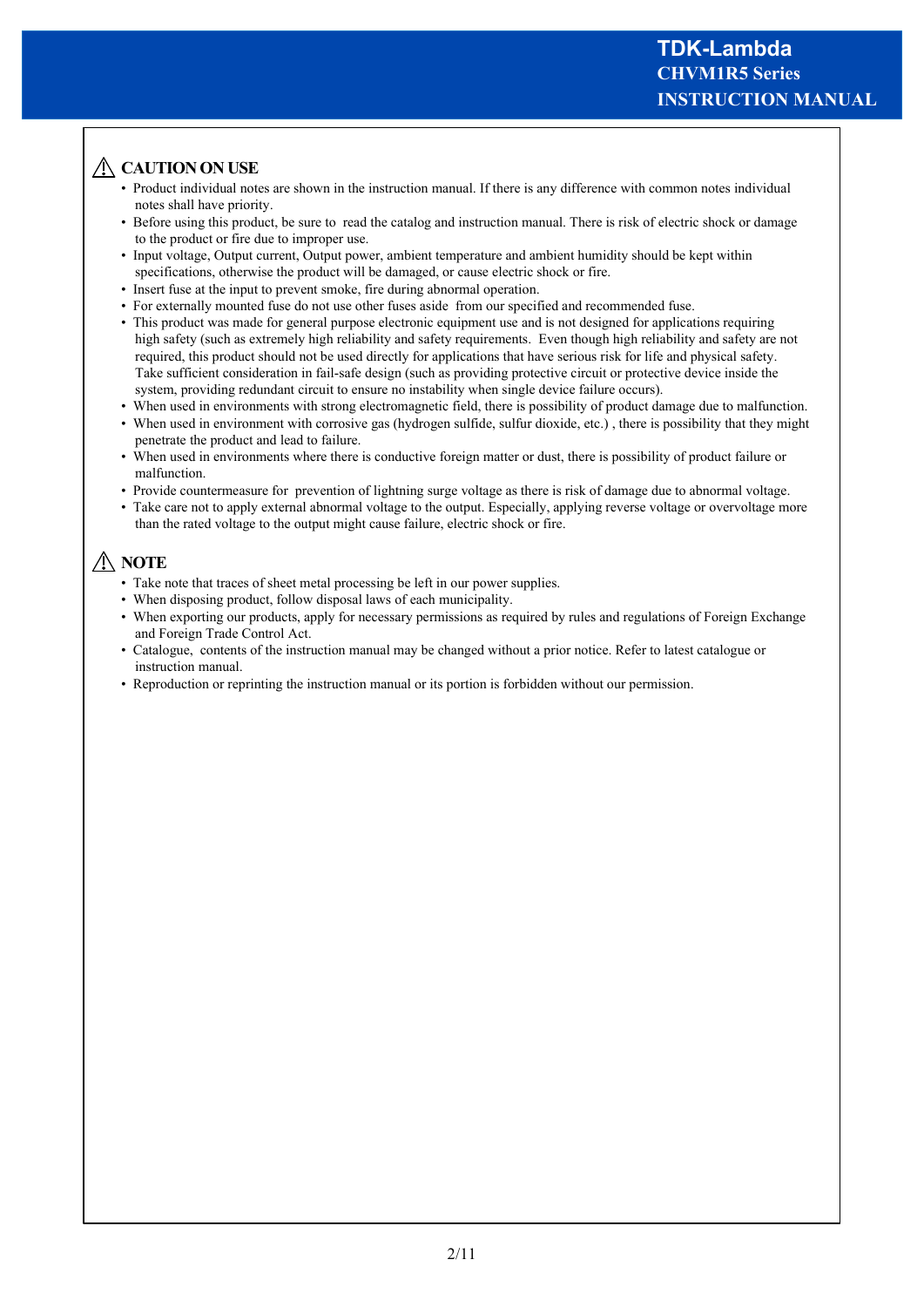## ⚠ CAUTION ON USE

- Product individual notes are shown in the instruction manual. If there is any difference with common notes individual notes shall have priority.
- Before using this product, be sure to read the catalog and instruction manual. There is risk of electric shock or damage to the product or fire due to improper use.
- Input voltage, Output current, Output power, ambient temperature and ambient humidity should be kept within specifications, otherwise the product will be damaged, or cause electric shock or fire.
- Insert fuse at the input to prevent smoke, fire during abnormal operation.
- For externally mounted fuse do not use other fuses aside from our specified and recommended fuse.
- This product was made for general purpose electronic equipment use and is not designed for applications requiring high safety (such as extremely high reliability and safety requirements. Even though high reliability and safety are not required, this product should not be used directly for applications that have serious risk for life and physical safety. Take sufficient consideration in fail-safe design (such as providing protective circuit or protective device inside the system, providing redundant circuit to ensure no instability when single device failure occurs).
- When used in environments with strong electromagnetic field, there is possibility of product damage due to malfunction.
- When used in environment with corrosive gas (hydrogen sulfide, sulfur dioxide, etc.) , there is possibility that they might penetrate the product and lead to failure.
- When used in environments where there is conductive foreign matter or dust, there is possibility of product failure or malfunction.
- Provide countermeasure for prevention of lightning surge voltage as there is risk of damage due to abnormal voltage.
- Take care not to apply external abnormal voltage to the output. Especially, applying reverse voltage or overvoltage more than the rated voltage to the output might cause failure, electric shock or fire.

## ⚠ NOTE

- Take note that traces of sheet metal processing be left in our power supplies.
- When disposing product, follow disposal laws of each municipality.
- When exporting our products, apply for necessary permissions as required by rules and regulations of Foreign Exchange and Foreign Trade Control Act.
- Catalogue, contents of the instruction manual may be changed without a prior notice. Refer to latest catalogue or instruction manual.
- Reproduction or reprinting the instruction manual or its portion is forbidden without our permission.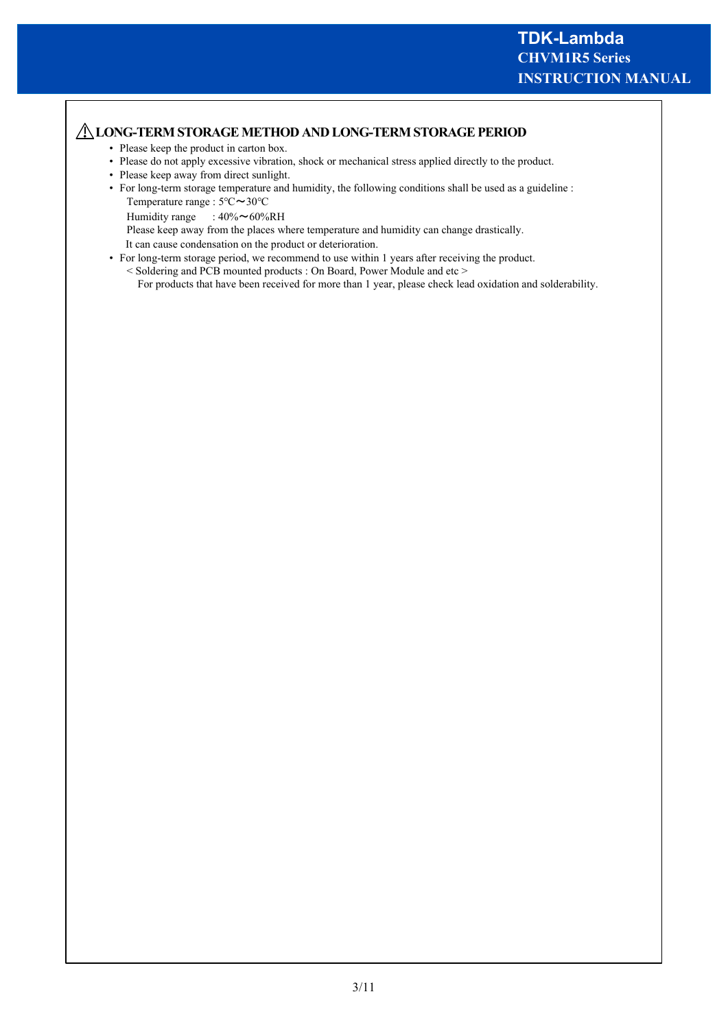## ⚠ LONG-TERM STORAGE METHOD AND LONG-TERM STORAGE PERIOD

- Please keep the product in carton box.
- Please do not apply excessive vibration, shock or mechanical stress applied directly to the product.
- Please keep away from direct sunlight.
- For long-term storage temperature and humidity, the following conditions shall be used as a guideline :
  
  Temperature range : 5℃～30℃
  
  Humidity range : 40%～60%RH
  
  Please keep away from the places where temperature and humidity can change drastically.
  
  It can cause condensation on the product or deterioration.
- For long-term storage period, we recommend to use within 1 years after receiving the product.
  
  < Soldering and PCB mounted products : On Board, Power Module and etc >
  
  For products that have been received for more than 1 year, please check lead oxidation and solderability.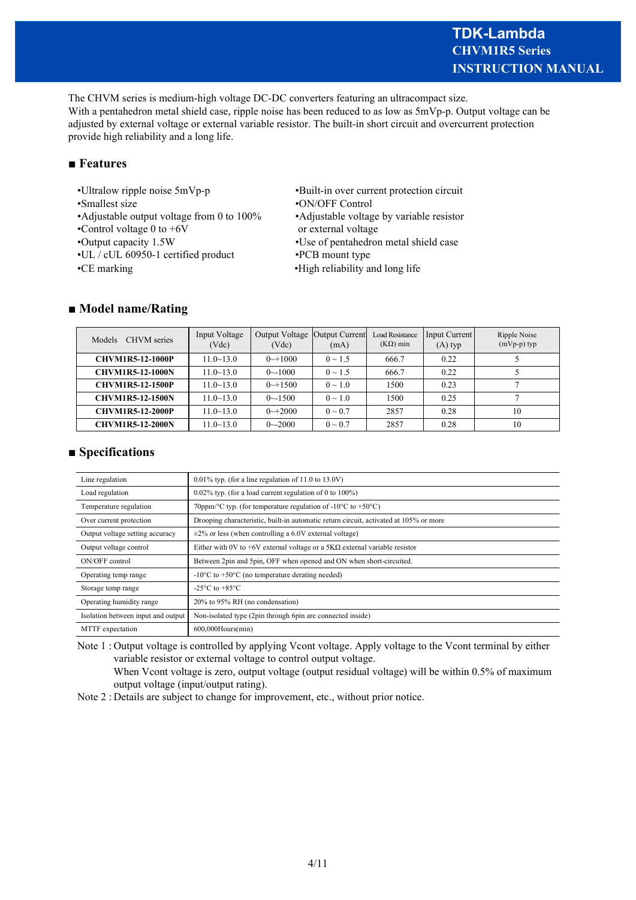The CHVM series is medium-high voltage DC-DC converters featuring an ultracompact size.
With a pentahedron metal shield case, ripple noise has been reduced to as low as 5mVp-p. Output voltage can be adjusted by external voltage or external variable resistor. The built-in short circuit and overcurrent protection provide high reliability and a long life.

## ■ Features

- •Ultralow ripple noise 5mVp-p
- •Smallest size
- •Adjustable output voltage from 0 to 100%
- •Control voltage 0 to +6V
- •Output capacity 1.5W
- •UL / cUL 60950-1 certified product
- •CE marking
- •Built-in over current protection circuit
- •ON/OFF Control
- •Adjustable voltage by variable resistor or external voltage
- •Use of pentahedron metal shield case
- •PCB mount type
- •High reliability and long life

## ■ Model name/Rating

| Models CHVM series | Input Voltage (Vdc) | Output Voltage (Vdc) | Output Current (mA) | Load Resistance (KΩ) min | Input Current (A) typ | Ripple Noise (mVp-p) typ |
|---|---|---|---|---|---|---|
| **CHVM1R5-12-1000P** | 11.0~13.0 | 0~+1000 | 0 ~ 1.5 | 666.7 | 0.22 | 5 |
| **CHVM1R5-12-1000N** | 11.0~13.0 | 0~-1000 | 0 ~ 1.5 | 666.7 | 0.22 | 5 |
| **CHVM1R5-12-1500P** | 11.0~13.0 | 0~+1500 | 0 ~ 1.0 | 1500 | 0.23 | 7 |
| **CHVM1R5-12-1500N** | 11.0~13.0 | 0~-1500 | 0 ~ 1.0 | 1500 | 0.25 | 7 |
| **CHVM1R5-12-2000P** | 11.0~13.0 | 0~+2000 | 0 ~ 0.7 | 2857 | 0.28 | 10 |
| **CHVM1R5-12-2000N** | 11.0~13.0 | 0~-2000 | 0 ~ 0.7 | 2857 | 0.28 | 10 |

## ■ Specifications

| | |
|---|---|
| Line regulation | 0.01% typ. (for a line regulation of 11.0 to 13.0V) |
| Load regulation | 0.02% typ. (for a load current regulation of 0 to 100%) |
| Temperature regulation | 70ppm/°C typ. (for temperature regulation of -10°C to +50°C) |
| Over current protection | Drooping characteristic, built-in automatic return circuit, activated at 105% or more |
| Output voltage setting accuracy | ±2% or less (when controlling a 6.0V external voltage) |
| Output voltage control | Either with 0V to +6V external voltage or a 5KΩ external variable resistor |
| ON/OFF control | Between 2pin and 5pin, OFF when opened and ON when short-circuited. |
| Operating temp range | -10°C to +50°C (no temperature derating needed) |
| Storage temp range | -25°C to +85°C |
| Operating humidity range | 20% to 95% RH (no condensation) |
| Isolation between input and output | Non-isolated type (2pin through 6pin are connected inside) |
| MTTF expectation | 600,000Hours(min) |

Note 1 : Output voltage is controlled by applying Vcont voltage. Apply voltage to the Vcont terminal by either variable resistor or external voltage to control output voltage.
When Vcont voltage is zero, output voltage (output residual voltage) will be within 0.5% of maximum output voltage (input/output rating).

Note 2 : Details are subject to change for improvement, etc., without prior notice.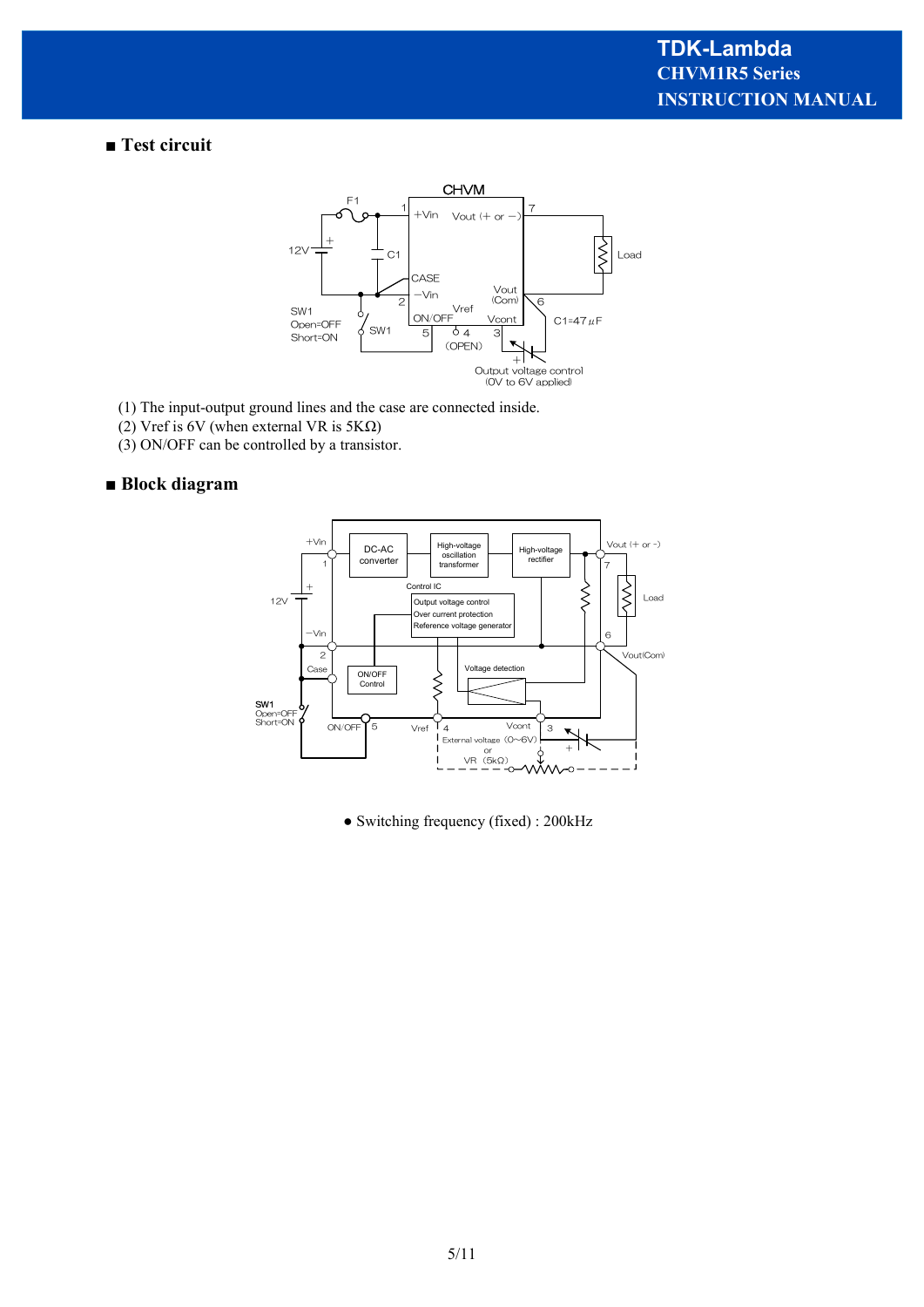## ■ Test circuit

(1) The input-output ground lines and the case are connected inside.
(2) Vref is 6V (when external VR is 5KΩ)
(3) ON/OFF can be controlled by a transistor.

## ■ Block diagram

● Switching frequency (fixed) : 200kHz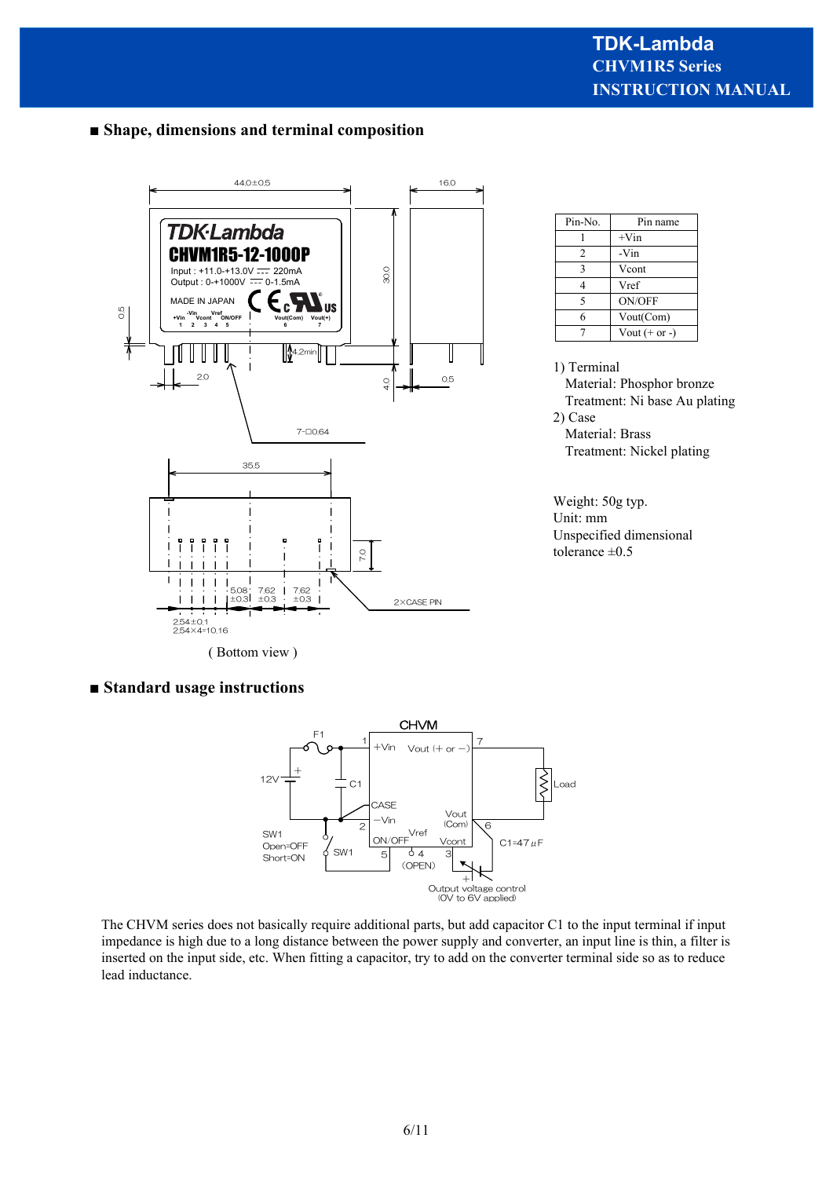## ■ Shape, dimensions and terminal composition

( Bottom view )

| Pin-No. | Pin name |
|---|---|
| 1 | +Vin |
| 2 | -Vin |
| 3 | Vcont |
| 4 | Vref |
| 5 | ON/OFF |
| 6 | Vout(Com) |
| 7 | Vout (+ or -) |

1) Terminal
   Material: Phosphor bronze
   Treatment: Ni base Au plating
2) Case
   Material: Brass
   Treatment: Nickel plating

Weight: 50g typ.
Unit: mm
Unspecified dimensional tolerance ±0.5

## ■ Standard usage instructions

The CHVM series does not basically require additional parts, but add capacitor C1 to the input terminal if input impedance is high due to a long distance between the power supply and converter, an input line is thin, a filter is inserted on the input side, etc. When fitting a capacitor, try to add on the converter terminal side so as to reduce lead inductance.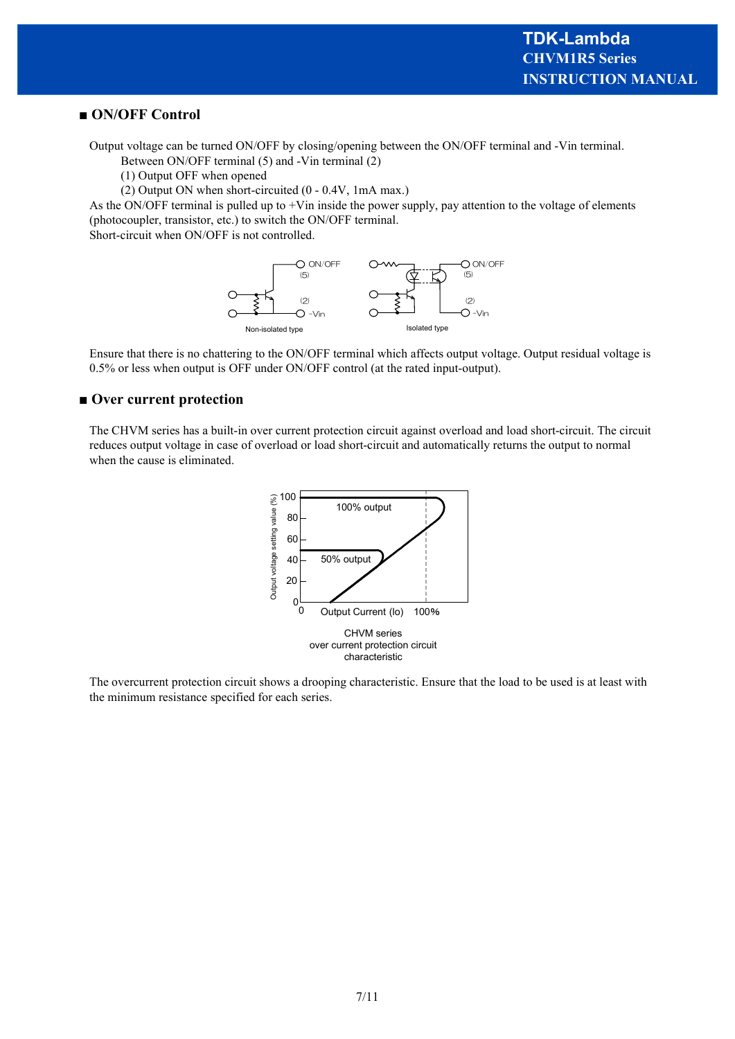## ■ ON/OFF Control

Output voltage can be turned ON/OFF by closing/opening between the ON/OFF terminal and -Vin terminal.

Between ON/OFF terminal (5) and -Vin terminal (2)

(1) Output OFF when opened

(2) Output ON when short-circuited (0 - 0.4V, 1mA max.)

As the ON/OFF terminal is pulled up to +Vin inside the power supply, pay attention to the voltage of elements (photocoupler, transistor, etc.) to switch the ON/OFF terminal.

Short-circuit when ON/OFF is not controlled.

Non-isolated type

Isolated type

Ensure that there is no chattering to the ON/OFF terminal which affects output voltage. Output residual voltage is 0.5% or less when output is OFF under ON/OFF control (at the rated input-output).

## ■ Over current protection

The CHVM series has a built-in over current protection circuit against overload and load short-circuit. The circuit reduces output voltage in case of overload or load short-circuit and automatically returns the output to normal when the cause is eliminated.

CHVM series
over current protection circuit
characteristic

The overcurrent protection circuit shows a drooping characteristic. Ensure that the load to be used is at least with the minimum resistance specified for each series.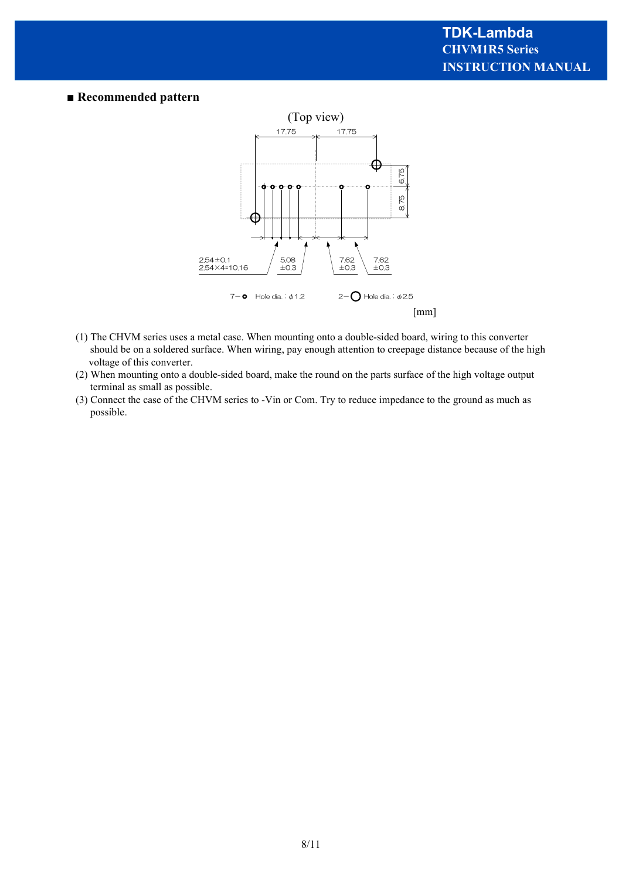## ■ Recommended pattern

(Top view)

17.75 17.75

6.75

8.75

2.54±0.1
2.54×4=10.16

5.08
±0.3

7.62
±0.3

7.62
±0.3

7– ○ Hole dia. : ϕ1.2    2– ○ Hole dia. : ϕ2.5

[mm]

(1) The CHVM series uses a metal case. When mounting onto a double-sided board, wiring to this converter should be on a soldered surface. When wiring, pay enough attention to creepage distance because of the high voltage of this converter.
(2) When mounting onto a double-sided board, make the round on the parts surface of the high voltage output terminal as small as possible.
(3) Connect the case of the CHVM series to -Vin or Com. Try to reduce impedance to the ground as much as possible.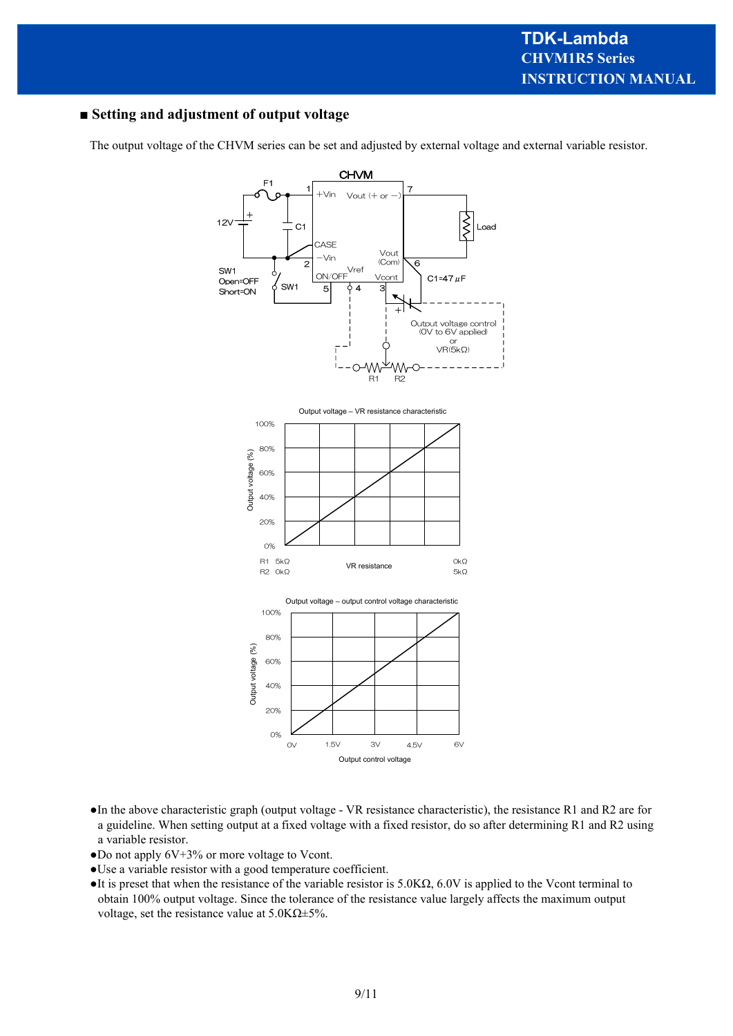## ■ Setting and adjustment of output voltage

The output voltage of the CHVM series can be set and adjusted by external voltage and external variable resistor.

- ●In the above characteristic graph (output voltage - VR resistance characteristic), the resistance R1 and R2 are for a guideline. When setting output at a fixed voltage with a fixed resistor, do so after determining R1 and R2 using a variable resistor.
- ●Do not apply 6V+3% or more voltage to Vcont.
- ●Use a variable resistor with a good temperature coefficient.
- ●It is preset that when the resistance of the variable resistor is 5.0KΩ, 6.0V is applied to the Vcont terminal to obtain 100% output voltage. Since the tolerance of the resistance value largely affects the maximum output voltage, set the resistance value at 5.0KΩ±5%.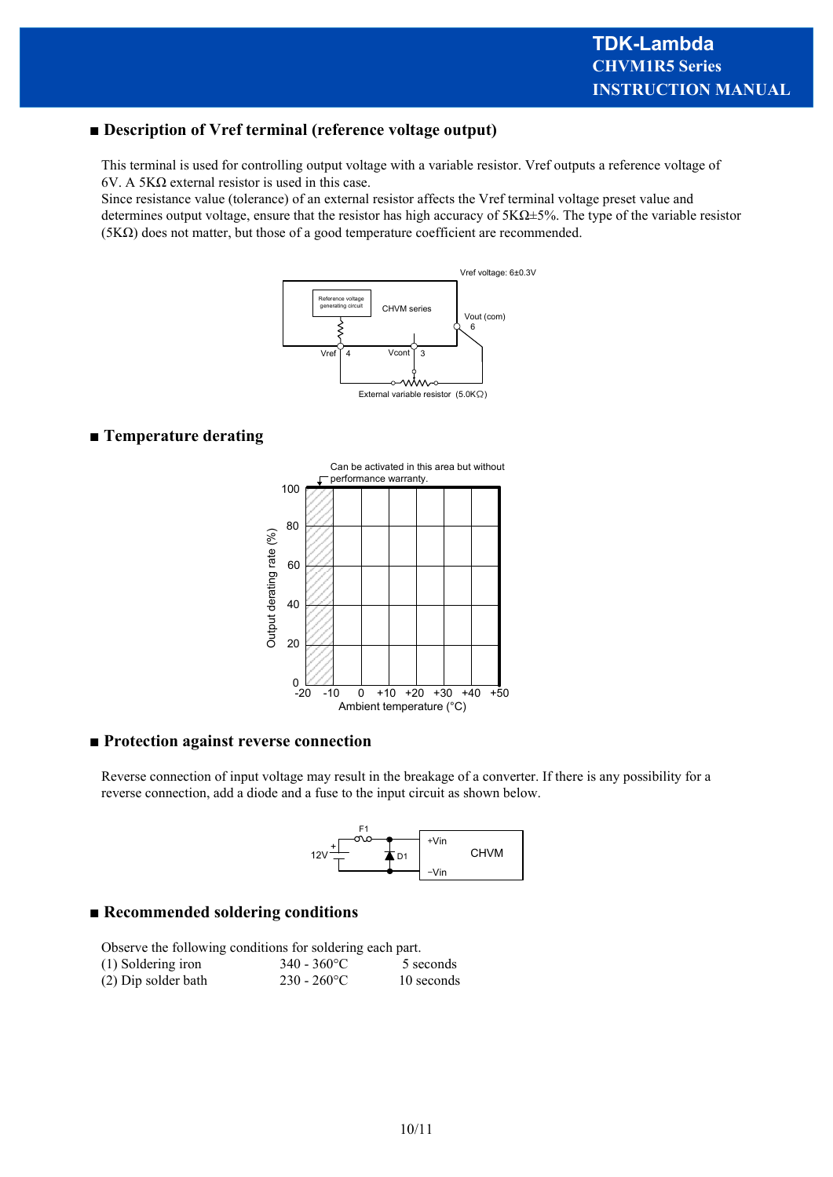## ■ Description of Vref terminal (reference voltage output)

This terminal is used for controlling output voltage with a variable resistor. Vref outputs a reference voltage of 6V. A 5KΩ external resistor is used in this case.
Since resistance value (tolerance) of an external resistor affects the Vref terminal voltage preset value and determines output voltage, ensure that the resistor has high accuracy of 5KΩ±5%. The type of the variable resistor (5KΩ) does not matter, but those of a good temperature coefficient are recommended.

## ■ Temperature derating

## ■ Protection against reverse connection

Reverse connection of input voltage may result in the breakage of a converter. If there is any possibility for a reverse connection, add a diode and a fuse to the input circuit as shown below.

## ■ Recommended soldering conditions

Observe the following conditions for soldering each part.

| | | |
|---|---|---|
| (1) Soldering iron | 340 - 360°C | 5 seconds |
| (2) Dip solder bath | 230 - 260°C | 10 seconds |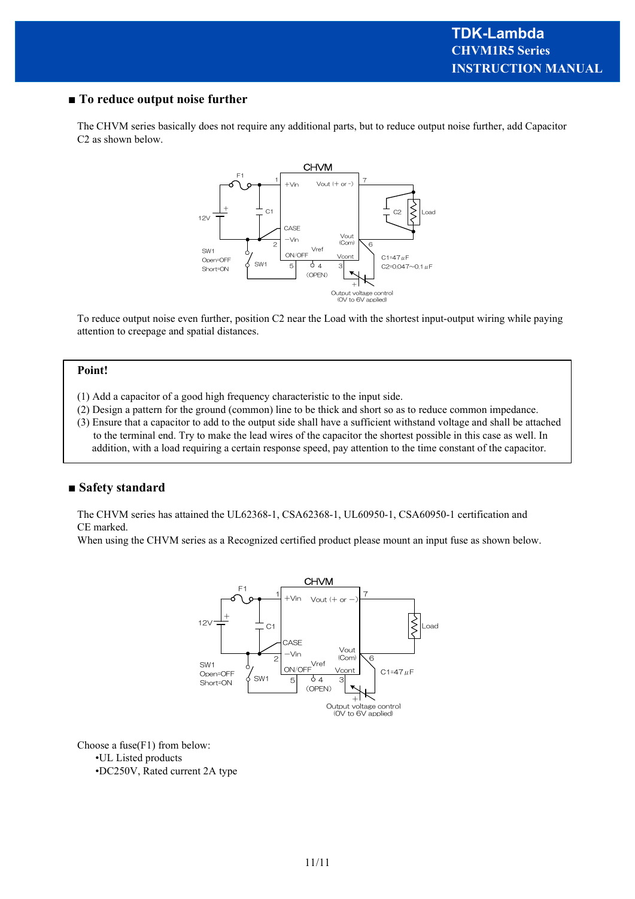## ■ To reduce output noise further

The CHVM series basically does not require any additional parts, but to reduce output noise further, add Capacitor C2 as shown below.

CHVM
F1
1
+Vin
Vout (+ or -)
7
12V
C1
C2
Load
CASE
-Vin
2
Vout (Com)
6
SW1
Open=OFF
Short=ON
SW1
ON/OFF
Vref
Vcont
5
4
3
(OPEN)
C1=47μF
C2=0.047~0.1μF
Output voltage control (0V to 6V applied)

To reduce output noise even further, position C2 near the Load with the shortest input-output wiring while paying attention to creepage and spatial distances.

> **Point!**
>
> (1) Add a capacitor of a good high frequency characteristic to the input side.
> (2) Design a pattern for the ground (common) line to be thick and short so as to reduce common impedance.
> (3) Ensure that a capacitor to add to the output side shall have a sufficient withstand voltage and shall be attached to the terminal end. Try to make the lead wires of the capacitor the shortest possible in this case as well. In addition, with a load requiring a certain response speed, pay attention to the time constant of the capacitor.

## ■ Safety standard

The CHVM series has attained the UL62368-1, CSA62368-1, UL60950-1, CSA60950-1 certification and CE marked.
When using the CHVM series as a Recognized certified product please mount an input fuse as shown below.

CHVM
F1
1
+Vin
Vout (+ or -)
7
12V
C1
Load
CASE
-Vin
2
Vout (Com)
6
SW1
Open=OFF
Short=ON
SW1
ON/OFF
Vref
Vcont
5
4
3
(OPEN)
C1=47μF
Output voltage control (0V to 6V applied)

Choose a fuse(F1) from below:
- UL Listed products
- DC250V, Rated current 2A type